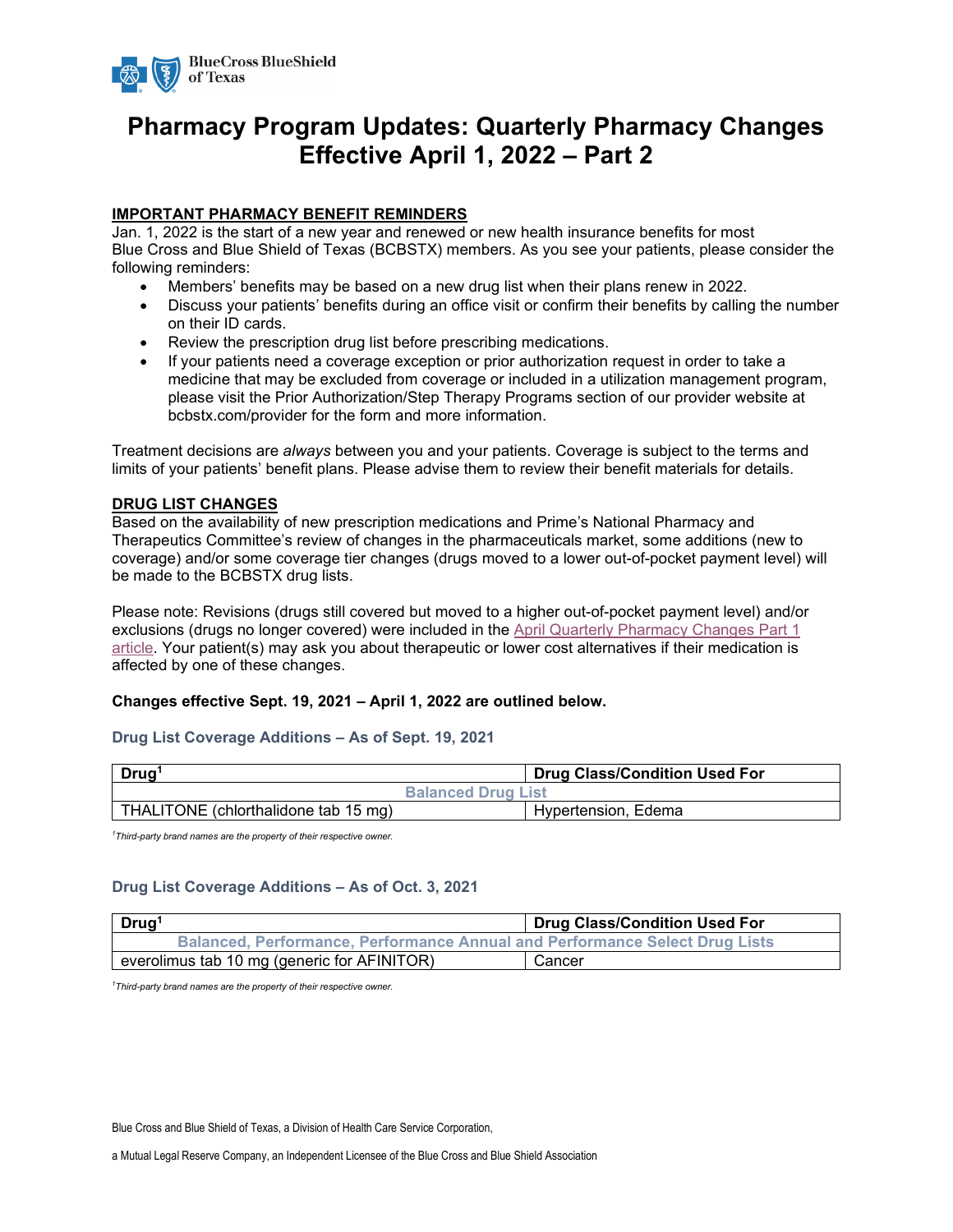# Pharmacy Program Updates: Quarterly Pharmacy Changes Effective April 1, 2022 – Part 2

**IMPORTANT PHARMACY BENEFIT REMINDERS**

Jan. 1, 2022 is the start of a new year and renewed or new health insurance benefits for most Blue Cross and Blue Shield of Texas (BCBSTX) members. As you see your patients, please consider the following reminders:

- Members' benefits may be based on a new drug list when their plans renew in 2022.
- Discuss your patients' benefits during an office visit or confirm their benefits by calling the number on their ID cards.
- Review the prescription drug list before prescribing medications.
- If your patients need a coverage exception or prior authorization request in order to take a medicine that may be excluded from coverage or included in a utilization management program, please visit the Prior Authorization/Step Therapy Programs section of our provider website at bcbstx.com/provider for the form and more information.

Treatment decisions are *always* between you and your patients. Coverage is subject to the terms and limits of your patients' benefit plans. Please advise them to review their benefit materials for details.

**DRUG LIST CHANGES**

Based on the availability of new prescription medications and Prime's National Pharmacy and Therapeutics Committee's review of changes in the pharmaceuticals market, some additions (new to coverage) and/or some coverage tier changes (drugs moved to a lower out-of-pocket payment level) will be made to the BCBSTX drug lists.

Please note: Revisions (drugs still covered but moved to a higher out-of-pocket payment level) and/or exclusions (drugs no longer covered) were included in the April Quarterly Pharmacy Changes Part 1 article. Your patient(s) may ask you about therapeutic or lower cost alternatives if their medication is affected by one of these changes.

**Changes effective Sept. 19, 2021 – April 1, 2022 are outlined below.**

### Drug List Coverage Additions – As of Sept. 19, 2021

| Drug[1] | Drug Class/Condition Used For |
|---|---|
| **Balanced Drug List** | |
| THALITONE (chlorthalidone tab 15 mg) | Hypertension, Edema |

*[1]Third-party brand names are the property of their respective owner.*

### Drug List Coverage Additions – As of Oct. 3, 2021

| Drug[1] | Drug Class/Condition Used For |
|---|---|
| **Balanced, Performance, Performance Annual and Performance Select Drug Lists** | |
| everolimus tab 10 mg (generic for AFINITOR) | Cancer |

*[1]Third-party brand names are the property of their respective owner.*

Blue Cross and Blue Shield of Texas, a Division of Health Care Service Corporation,

a Mutual Legal Reserve Company, an Independent Licensee of the Blue Cross and Blue Shield Association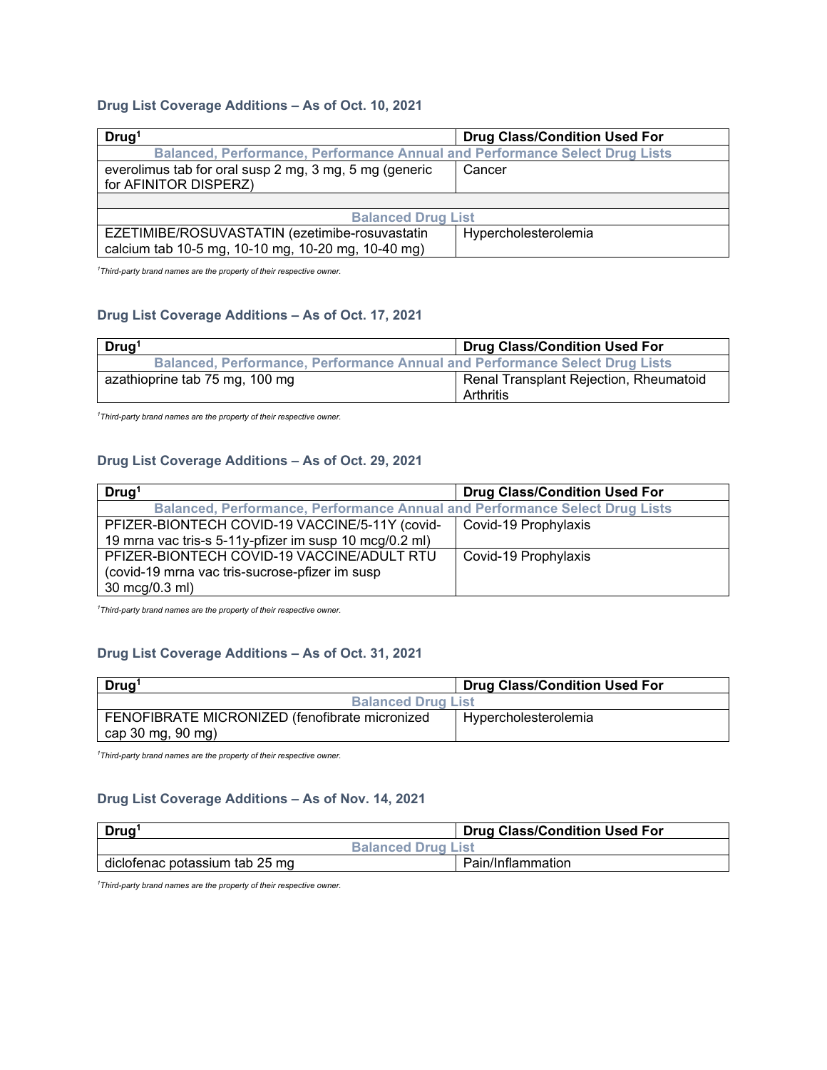### Drug List Coverage Additions – As of Oct. 10, 2021

| Drug[1] | Drug Class/Condition Used For |
|---|---|
| **Balanced, Performance, Performance Annual and Performance Select Drug Lists** | |
| everolimus tab for oral susp 2 mg, 3 mg, 5 mg (generic for AFINITOR DISPERZ) | Cancer |
| | |
| **Balanced Drug List** | |
| EZETIMIBE/ROSUVASTATIN (ezetimibe-rosuvastatin calcium tab 10-5 mg, 10-10 mg, 10-20 mg, 10-40 mg) | Hypercholesterolemia |

*[1]Third-party brand names are the property of their respective owner.*

### Drug List Coverage Additions – As of Oct. 17, 2021

| Drug[1] | Drug Class/Condition Used For |
|---|---|
| **Balanced, Performance, Performance Annual and Performance Select Drug Lists** | |
| azathioprine tab 75 mg, 100 mg | Renal Transplant Rejection, Rheumatoid Arthritis |

*[1]Third-party brand names are the property of their respective owner.*

### Drug List Coverage Additions – As of Oct. 29, 2021

| Drug[1] | Drug Class/Condition Used For |
|---|---|
| **Balanced, Performance, Performance Annual and Performance Select Drug Lists** | |
| PFIZER-BIONTECH COVID-19 VACCINE/5-11Y (covid-19 mrna vac tris-s 5-11y-pfizer im susp 10 mcg/0.2 ml) | Covid-19 Prophylaxis |
| PFIZER-BIONTECH COVID-19 VACCINE/ADULT RTU (covid-19 mrna vac tris-sucrose-pfizer im susp 30 mcg/0.3 ml) | Covid-19 Prophylaxis |

*[1]Third-party brand names are the property of their respective owner.*

### Drug List Coverage Additions – As of Oct. 31, 2021

| Drug[1] | Drug Class/Condition Used For |
|---|---|
| **Balanced Drug List** | |
| FENOFIBRATE MICRONIZED (fenofibrate micronized cap 30 mg, 90 mg) | Hypercholesterolemia |

*[1]Third-party brand names are the property of their respective owner.*

### Drug List Coverage Additions – As of Nov. 14, 2021

| Drug[1] | Drug Class/Condition Used For |
|---|---|
| **Balanced Drug List** | |
| diclofenac potassium tab 25 mg | Pain/Inflammation |

*[1]Third-party brand names are the property of their respective owner.*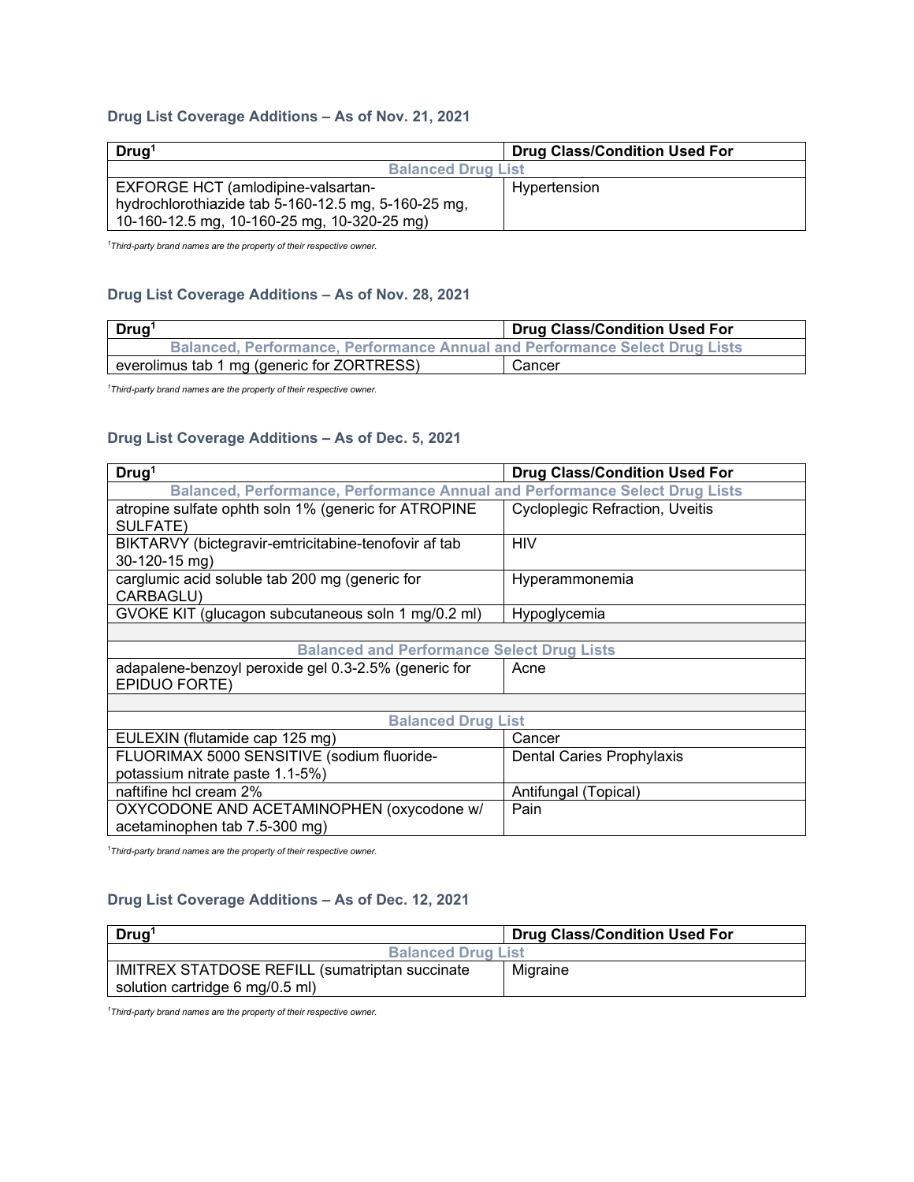### Drug List Coverage Additions – As of Nov. 21, 2021

| Drug[1] | Drug Class/Condition Used For |
|---|---|
| **Balanced Drug List** | |
| EXFORGE HCT (amlodipine-valsartan-hydrochlorothiazide tab 5-160-12.5 mg, 5-160-25 mg, 10-160-12.5 mg, 10-160-25 mg, 10-320-25 mg) | Hypertension |

*[1]Third-party brand names are the property of their respective owner.*

### Drug List Coverage Additions – As of Nov. 28, 2021

| Drug[1] | Drug Class/Condition Used For |
|---|---|
| **Balanced, Performance, Performance Annual and Performance Select Drug Lists** | |
| everolimus tab 1 mg (generic for ZORTRESS) | Cancer |

*[1]Third-party brand names are the property of their respective owner.*

### Drug List Coverage Additions – As of Dec. 5, 2021

| Drug[1] | Drug Class/Condition Used For |
|---|---|
| **Balanced, Performance, Performance Annual and Performance Select Drug Lists** | |
| atropine sulfate ophth soln 1% (generic for ATROPINE SULFATE) | Cycloplegic Refraction, Uveitis |
| BIKTARVY (bictegravir-emtricitabine-tenofovir af tab 30-120-15 mg) | HIV |
| carglumic acid soluble tab 200 mg (generic for CARBAGLU) | Hyperammonemia |
| GVOKE KIT (glucagon subcutaneous soln 1 mg/0.2 ml) | Hypoglycemia |
| | |
| **Balanced and Performance Select Drug Lists** | |
| adapalene-benzoyl peroxide gel 0.3-2.5% (generic for EPIDUO FORTE) | Acne |
| | |
| **Balanced Drug List** | |
| EULEXIN (flutamide cap 125 mg) | Cancer |
| FLUORIMAX 5000 SENSITIVE (sodium fluoride-potassium nitrate paste 1.1-5%) | Dental Caries Prophylaxis |
| naftifine hcl cream 2% | Antifungal (Topical) |
| OXYCODONE AND ACETAMINOPHEN (oxycodone w/ acetaminophen tab 7.5-300 mg) | Pain |

*[1]Third-party brand names are the property of their respective owner.*

### Drug List Coverage Additions – As of Dec. 12, 2021

| Drug[1] | Drug Class/Condition Used For |
|---|---|
| **Balanced Drug List** | |
| IMITREX STATDOSE REFILL (sumatriptan succinate solution cartridge 6 mg/0.5 ml) | Migraine |

*[1]Third-party brand names are the property of their respective owner.*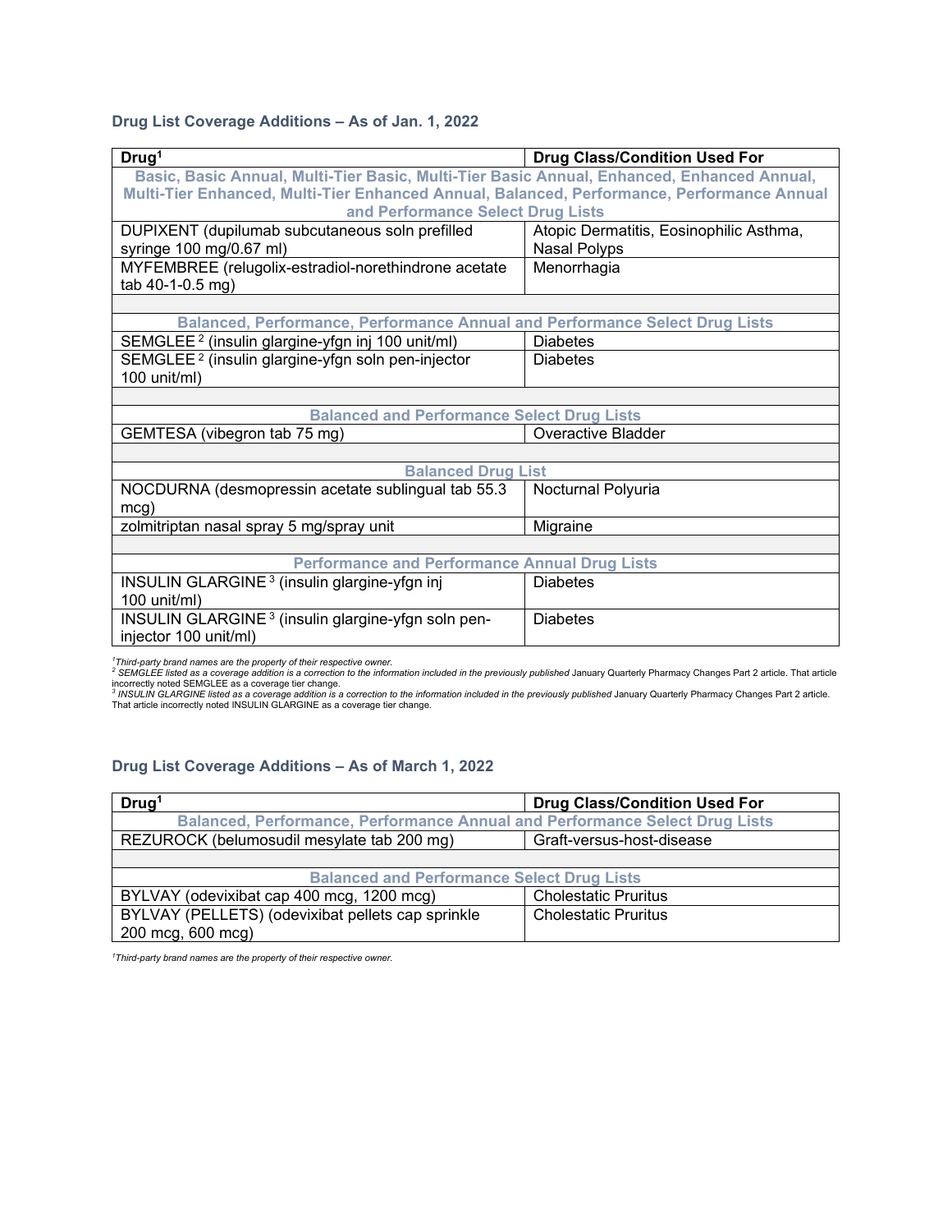## Drug List Coverage Additions – As of Jan. 1, 2022

| Drug[1] | Drug Class/Condition Used For |
|---|---|
| **Basic, Basic Annual, Multi-Tier Basic, Multi-Tier Basic Annual, Enhanced, Enhanced Annual, Multi-Tier Enhanced, Multi-Tier Enhanced Annual, Balanced, Performance, Performance Annual and Performance Select Drug Lists** | |
| DUPIXENT (dupilumab subcutaneous soln prefilled syringe 100 mg/0.67 ml) | Atopic Dermatitis, Eosinophilic Asthma, Nasal Polyps |
| MYFEMBREE (relugolix-estradiol-norethindrone acetate tab 40-1-0.5 mg) | Menorrhagia |
| | |
| **Balanced, Performance, Performance Annual and Performance Select Drug Lists** | |
| SEMGLEE [2] (insulin glargine-yfgn inj 100 unit/ml) | Diabetes |
| SEMGLEE [2] (insulin glargine-yfgn soln pen-injector 100 unit/ml) | Diabetes |
| | |
| **Balanced and Performance Select Drug Lists** | |
| GEMTESA (vibegron tab 75 mg) | Overactive Bladder |
| | |
| **Balanced Drug List** | |
| NOCDURNA (desmopressin acetate sublingual tab 55.3 mcg) | Nocturnal Polyuria |
| zolmitriptan nasal spray 5 mg/spray unit | Migraine |
| | |
| **Performance and Performance Annual Drug Lists** | |
| INSULIN GLARGINE [3] (insulin glargine-yfgn inj 100 unit/ml) | Diabetes |
| INSULIN GLARGINE [3] (insulin glargine-yfgn soln pen-injector 100 unit/ml) | Diabetes |

*[1] Third-party brand names are the property of their respective owner.*
*[2] SEMGLEE listed as a coverage addition is a correction to the information included in the previously published* January Quarterly Pharmacy Changes Part 2 article. That article incorrectly noted SEMGLEE as a coverage tier change.
*[3] INSULIN GLARGINE listed as a coverage addition is a correction to the information included in the previously published* January Quarterly Pharmacy Changes Part 2 article. That article incorrectly noted INSULIN GLARGINE as a coverage tier change.

## Drug List Coverage Additions – As of March 1, 2022

| Drug[1] | Drug Class/Condition Used For |
|---|---|
| **Balanced, Performance, Performance Annual and Performance Select Drug Lists** | |
| REZUROCK (belumosudil mesylate tab 200 mg) | Graft-versus-host-disease |
| | |
| **Balanced and Performance Select Drug Lists** | |
| BYLVAY (odevixibat cap 400 mcg, 1200 mcg) | Cholestatic Pruritus |
| BYLVAY (PELLETS) (odevixibat pellets cap sprinkle 200 mcg, 600 mcg) | Cholestatic Pruritus |

*[1] Third-party brand names are the property of their respective owner.*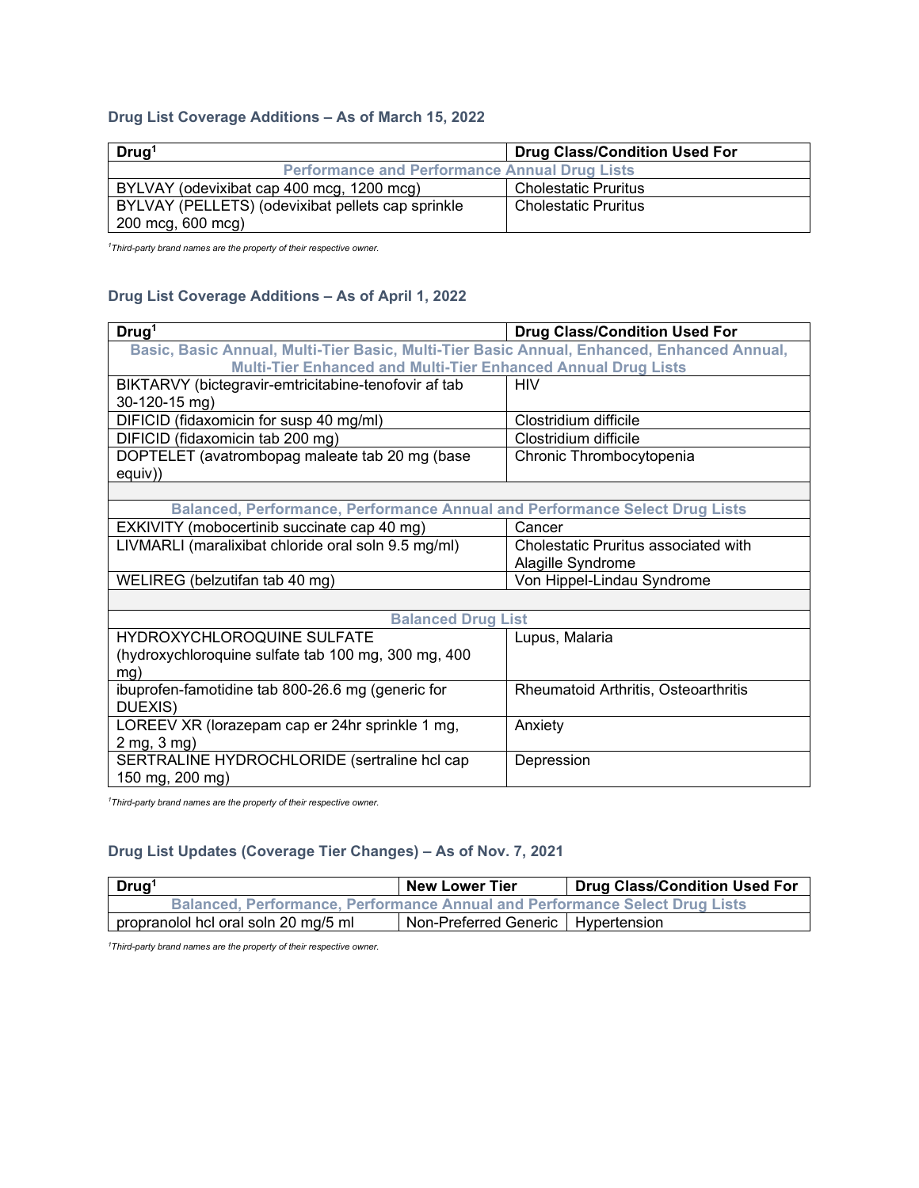### Drug List Coverage Additions – As of March 15, 2022

| Drug[1] | Drug Class/Condition Used For |
| --- | --- |
| **Performance and Performance Annual Drug Lists** | |
| BYLVAY (odevixibat cap 400 mcg, 1200 mcg) | Cholestatic Pruritus |
| BYLVAY (PELLETS) (odevixibat pellets cap sprinkle 200 mcg, 600 mcg) | Cholestatic Pruritus |

*[1]Third-party brand names are the property of their respective owner.*

### Drug List Coverage Additions – As of April 1, 2022

| Drug[1] | Drug Class/Condition Used For |
| --- | --- |
| **Basic, Basic Annual, Multi-Tier Basic, Multi-Tier Basic Annual, Enhanced, Enhanced Annual, Multi-Tier Enhanced and Multi-Tier Enhanced Annual Drug Lists** | |
| BIKTARVY (bictegravir-emtricitabine-tenofovir af tab 30-120-15 mg) | HIV |
| DIFICID (fidaxomicin for susp 40 mg/ml) | Clostridium difficile |
| DIFICID (fidaxomicin tab 200 mg) | Clostridium difficile |
| DOPTELET (avatrombopag maleate tab 20 mg (base equiv)) | Chronic Thrombocytopenia |
| | |
| **Balanced, Performance, Performance Annual and Performance Select Drug Lists** | |
| EXKIVITY (mobocertinib succinate cap 40 mg) | Cancer |
| LIVMARLI (maralixibat chloride oral soln 9.5 mg/ml) | Cholestatic Pruritus associated with Alagille Syndrome |
| WELIREG (belzutifan tab 40 mg) | Von Hippel-Lindau Syndrome |
| | |
| **Balanced Drug List** | |
| HYDROXYCHLOROQUINE SULFATE (hydroxychloroquine sulfate tab 100 mg, 300 mg, 400 mg) | Lupus, Malaria |
| ibuprofen-famotidine tab 800-26.6 mg (generic for DUEXIS) | Rheumatoid Arthritis, Osteoarthritis |
| LOREEV XR (lorazepam cap er 24hr sprinkle 1 mg, 2 mg, 3 mg) | Anxiety |
| SERTRALINE HYDROCHLORIDE (sertraline hcl cap 150 mg, 200 mg) | Depression |

*[1]Third-party brand names are the property of their respective owner.*

### Drug List Updates (Coverage Tier Changes) – As of Nov. 7, 2021

| Drug[1] | New Lower Tier | Drug Class/Condition Used For |
| --- | --- | --- |
| **Balanced, Performance, Performance Annual and Performance Select Drug Lists** | | |
| propranolol hcl oral soln 20 mg/5 ml | Non-Preferred Generic | Hypertension |

*[1]Third-party brand names are the property of their respective owner.*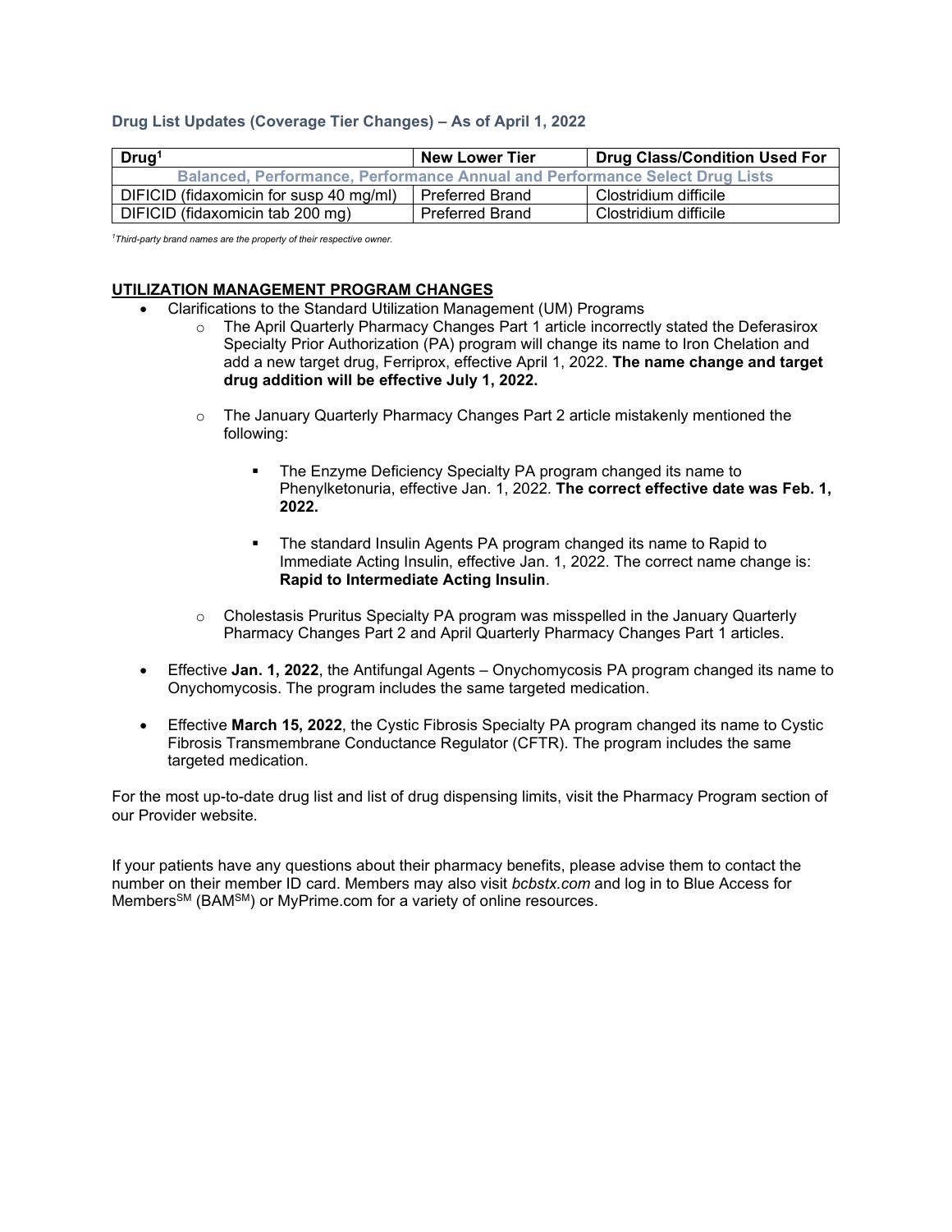### Drug List Updates (Coverage Tier Changes) – As of April 1, 2022

| Drug[1] | New Lower Tier | Drug Class/Condition Used For |
|---|---|---|
| **Balanced, Performance, Performance Annual and Performance Select Drug Lists** | | |
| DIFICID (fidaxomicin for susp 40 mg/ml) | Preferred Brand | Clostridium difficile |
| DIFICID (fidaxomicin tab 200 mg) | Preferred Brand | Clostridium difficile |

*[1]Third-party brand names are the property of their respective owner.*

**UTILIZATION MANAGEMENT PROGRAM CHANGES**

- Clarifications to the Standard Utilization Management (UM) Programs
  - The April Quarterly Pharmacy Changes Part 1 article incorrectly stated the Deferasirox Specialty Prior Authorization (PA) program will change its name to Iron Chelation and add a new target drug, Ferriprox, effective April 1, 2022. **The name change and target drug addition will be effective July 1, 2022.**
  - The January Quarterly Pharmacy Changes Part 2 article mistakenly mentioned the following:
    - The Enzyme Deficiency Specialty PA program changed its name to Phenylketonuria, effective Jan. 1, 2022. **The correct effective date was Feb. 1, 2022.**
    - The standard Insulin Agents PA program changed its name to Rapid to Immediate Acting Insulin, effective Jan. 1, 2022. The correct name change is: **Rapid to Intermediate Acting Insulin**.
  - Cholestasis Pruritus Specialty PA program was misspelled in the January Quarterly Pharmacy Changes Part 2 and April Quarterly Pharmacy Changes Part 1 articles.
- Effective **Jan. 1, 2022**, the Antifungal Agents – Onychomycosis PA program changed its name to Onychomycosis. The program includes the same targeted medication.
- Effective **March 15, 2022**, the Cystic Fibrosis Specialty PA program changed its name to Cystic Fibrosis Transmembrane Conductance Regulator (CFTR). The program includes the same targeted medication.

For the most up-to-date drug list and list of drug dispensing limits, visit the Pharmacy Program section of our Provider website.

If your patients have any questions about their pharmacy benefits, please advise them to contact the number on their member ID card. Members may also visit *bcbstx.com* and log in to Blue Access for Members[SM] (BAM[SM]) or MyPrime.com for a variety of online resources.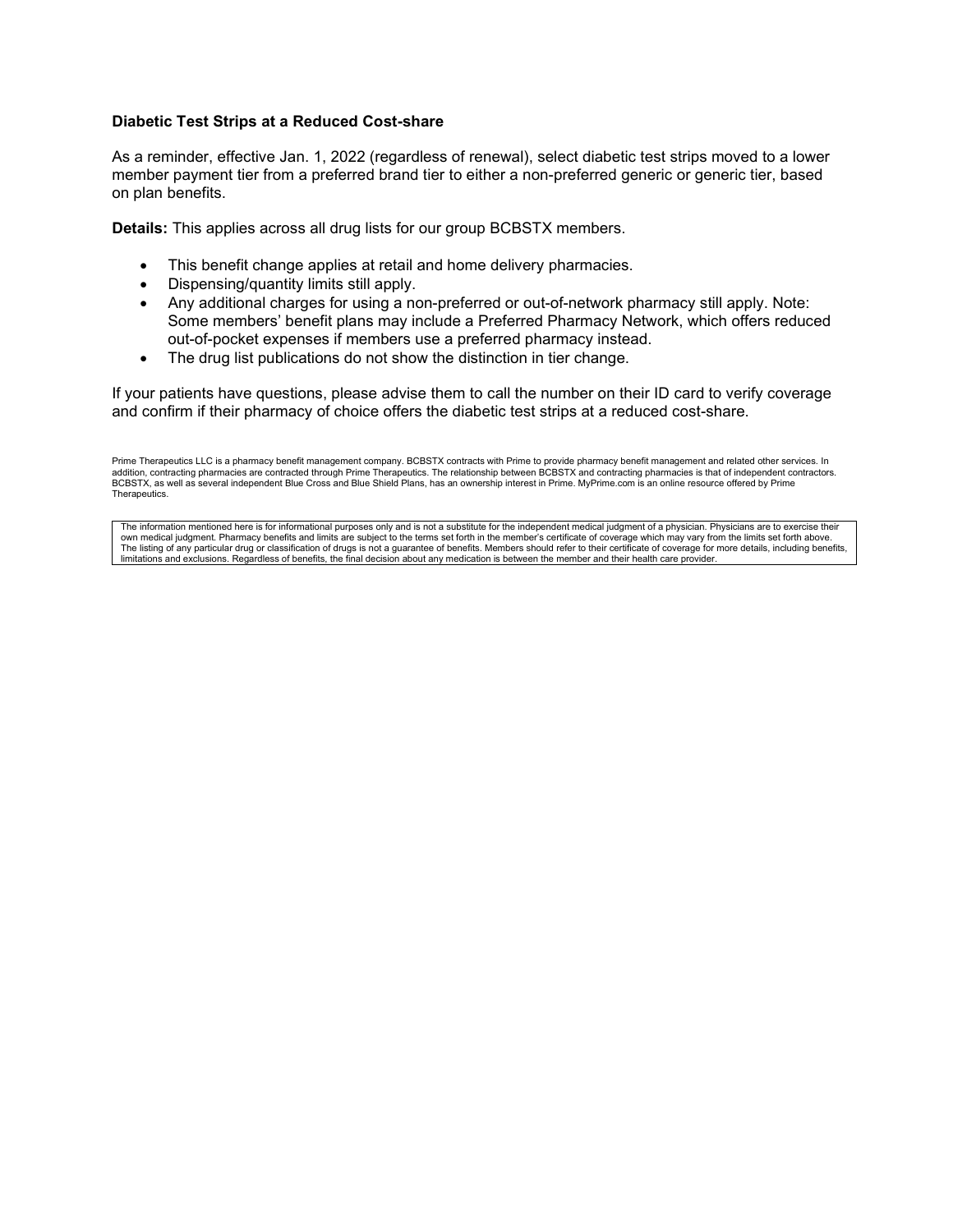**Diabetic Test Strips at a Reduced Cost-share**

As a reminder, effective Jan. 1, 2022 (regardless of renewal), select diabetic test strips moved to a lower member payment tier from a preferred brand tier to either a non-preferred generic or generic tier, based on plan benefits.

**Details:** This applies across all drug lists for our group BCBSTX members.

- This benefit change applies at retail and home delivery pharmacies.
- Dispensing/quantity limits still apply.
- Any additional charges for using a non-preferred or out-of-network pharmacy still apply. Note: Some members' benefit plans may include a Preferred Pharmacy Network, which offers reduced out-of-pocket expenses if members use a preferred pharmacy instead.
- The drug list publications do not show the distinction in tier change.

If your patients have questions, please advise them to call the number on their ID card to verify coverage and confirm if their pharmacy of choice offers the diabetic test strips at a reduced cost-share.

Prime Therapeutics LLC is a pharmacy benefit management company. BCBSTX contracts with Prime to provide pharmacy benefit management and related other services. In addition, contracting pharmacies are contracted through Prime Therapeutics. The relationship between BCBSTX and contracting pharmacies is that of independent contractors. BCBSTX, as well as several independent Blue Cross and Blue Shield Plans, has an ownership interest in Prime. MyPrime.com is an online resource offered by Prime Therapeutics.

The information mentioned here is for informational purposes only and is not a substitute for the independent medical judgment of a physician. Physicians are to exercise their own medical judgment. Pharmacy benefits and limits are subject to the terms set forth in the member's certificate of coverage which may vary from the limits set forth above. The listing of any particular drug or classification of drugs is not a guarantee of benefits. Members should refer to their certificate of coverage for more details, including benefits, limitations and exclusions. Regardless of benefits, the final decision about any medication is between the member and their health care provider.